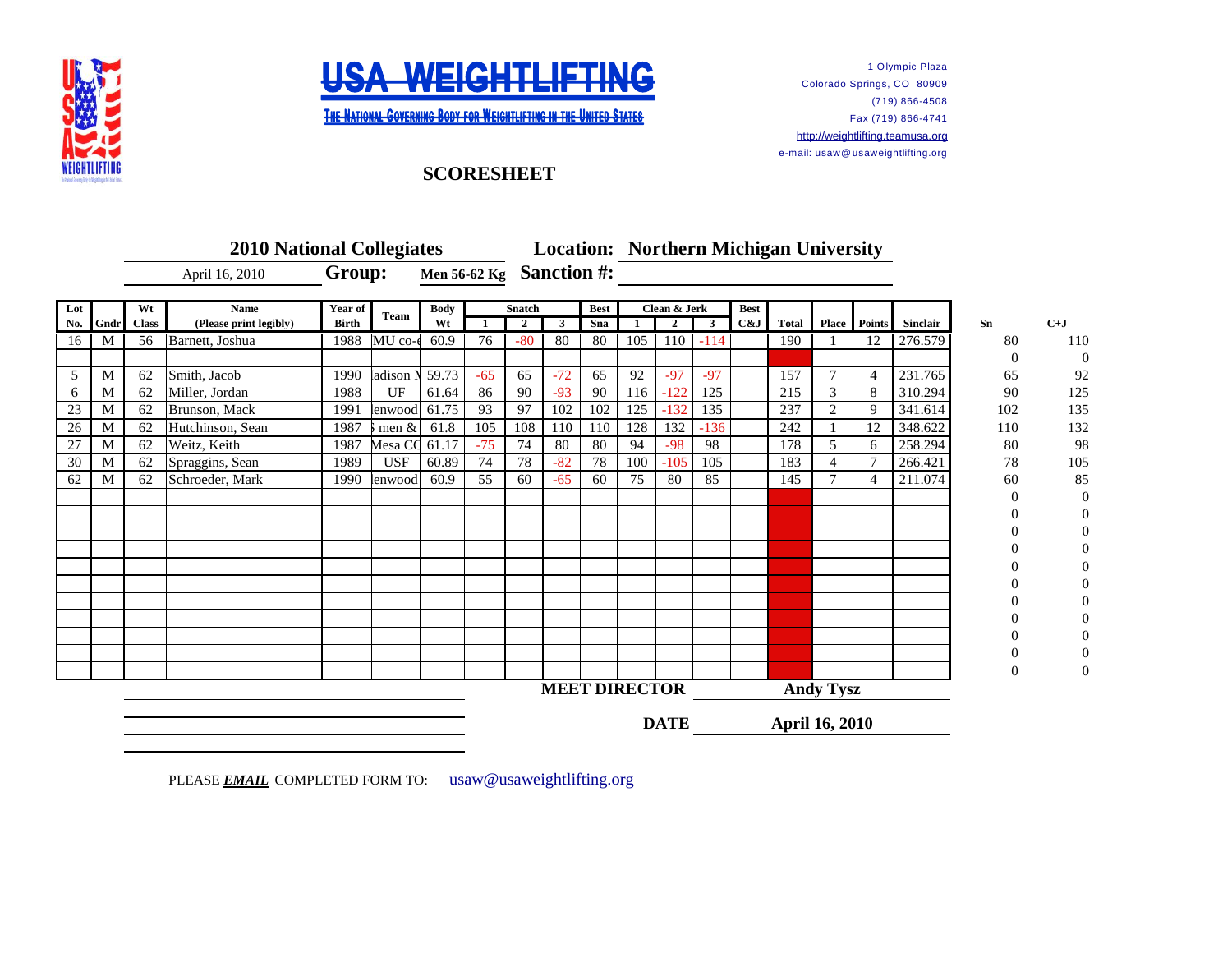# USA WEIGHTLIFTING

THE NATIONAL GOVERNING BODY FOR WEIGHTLIFTING IN THE UNITED STATES

1 Olympic Plaza
Colorado Springs, CO 80909
(719) 866-4508
Fax (719) 866-4741
http://weightlifting.teamusa.org
e-mail: usaw@usaweightlifting.org

## SCORESHEET

**2010 National Collegiates** **Location: Northern Michigan University**

April 16, 2010 **Group:** **Men 56-62 Kg** **Sanction #:**

| Lot No. | Gndr | Wt Class | Name (Please print legibly) | Year of Birth | Team | Body Wt | Snatch 1 | Snatch 2 | Snatch 3 | Best Sna | Clean & Jerk 1 | Clean & Jerk 2 | Clean & Jerk 3 | Best C&J | Total | Place | Points | Sinclair | Sn | C+J |
|---|---|---|---|---|---|---|---|---|---|---|---|---|---|---|---|---|---|---|---|---|
| 16 | M | 56 | Barnett, Joshua | 1988 | MU co-e | 60.9 | 76 | -80 | 80 | 80 | 105 | 110 | -114 | | 190 | 1 | 12 | 276.579 | 80 | 110 |
| | | | | | | | | | | | | | | | | | | | 0 | 0 |
| 5 | M | 62 | Smith, Jacob | 1990 | adison M | 59.73 | -65 | 65 | -72 | 65 | 92 | -97 | -97 | | 157 | 7 | 4 | 231.765 | 65 | 92 |
| 6 | M | 62 | Miller, Jordan | 1988 | UF | 61.64 | 86 | 90 | -93 | 90 | 116 | -122 | 125 | | 215 | 3 | 8 | 310.294 | 90 | 125 |
| 23 | M | 62 | Brunson, Mack | 1991 | enwood | 61.75 | 93 | 97 | 102 | 102 | 125 | -132 | 135 | | 237 | 2 | 9 | 341.614 | 102 | 135 |
| 26 | M | 62 | Hutchinson, Sean | 1987 | men & | 61.8 | 105 | 108 | 110 | 110 | 128 | 132 | -136 | | 242 | 1 | 12 | 348.622 | 110 | 132 |
| 27 | M | 62 | Weitz, Keith | 1987 | Mesa CC | 61.17 | -75 | 74 | 80 | 80 | 94 | -98 | 98 | | 178 | 5 | 6 | 258.294 | 80 | 98 |
| 30 | M | 62 | Spraggins, Sean | 1989 | USF | 60.89 | 74 | 78 | -82 | 78 | 100 | -105 | 105 | | 183 | 4 | 7 | 266.421 | 78 | 105 |
| 62 | M | 62 | Schroeder, Mark | 1990 | enwood | 60.9 | 55 | 60 | -65 | 60 | 75 | 80 | 85 | | 145 | 7 | 4 | 211.074 | 60 | 85 |
| | | | | | | | | | | | | | | | | | | | 0 | 0 |
| | | | | | | | | | | | | | | | | | | | 0 | 0 |
| | | | | | | | | | | | | | | | | | | | 0 | 0 |
| | | | | | | | | | | | | | | | | | | | 0 | 0 |
| | | | | | | | | | | | | | | | | | | | 0 | 0 |
| | | | | | | | | | | | | | | | | | | | 0 | 0 |
| | | | | | | | | | | | | | | | | | | | 0 | 0 |
| | | | | | | | | | | | | | | | | | | | 0 | 0 |
| | | | | | | | | | | | | | | | | | | | 0 | 0 |
| | | | | | | | | | | | | | | | | | | | 0 | 0 |
| | | | | | | | | | | | | | | | | | | | 0 | 0 |

**MEET DIRECTOR** **Andy Tysz**

**DATE** **April 16, 2010**

PLEASE ***EMAIL*** COMPLETED FORM TO: usaw@usaweightlifting.org